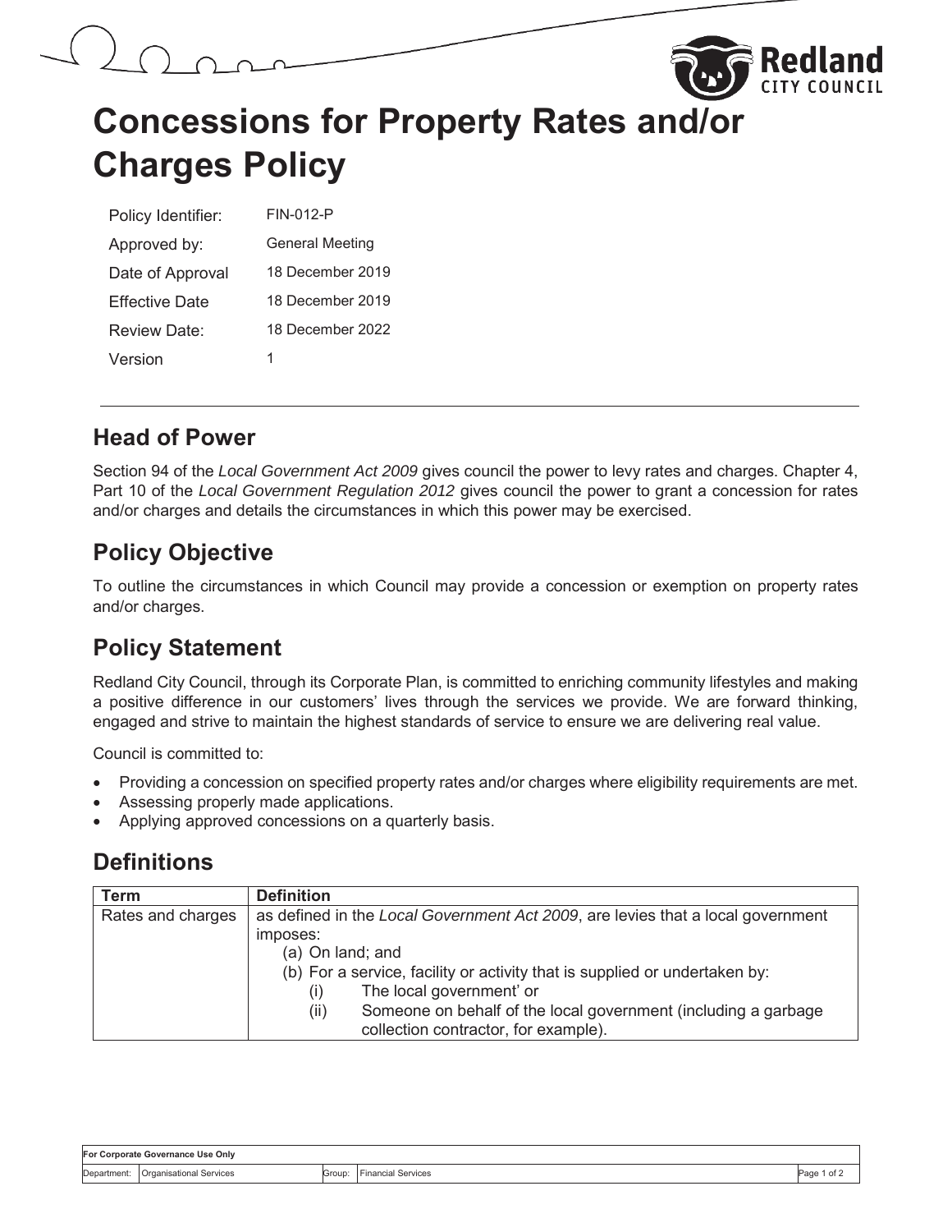# Concessions for Property Rates and/or Charges Policy

| | |
|---|---|
| Policy Identifier: | FIN-012-P |
| Approved by: | General Meeting |
| Date of Approval | 18 December 2019 |
| Effective Date | 18 December 2019 |
| Review Date: | 18 December 2022 |
| Version | 1 |

## Head of Power

Section 94 of the *Local Government Act 2009* gives council the power to levy rates and charges. Chapter 4, Part 10 of the *Local Government Regulation 2012* gives council the power to grant a concession for rates and/or charges and details the circumstances in which this power may be exercised.

## Policy Objective

To outline the circumstances in which Council may provide a concession or exemption on property rates and/or charges.

## Policy Statement

Redland City Council, through its Corporate Plan, is committed to enriching community lifestyles and making a positive difference in our customers' lives through the services we provide. We are forward thinking, engaged and strive to maintain the highest standards of service to ensure we are delivering real value.

Council is committed to:

- Providing a concession on specified property rates and/or charges where eligibility requirements are met.
- Assessing properly made applications.
- Applying approved concessions on a quarterly basis.

## Definitions

| Term | Definition |
|---|---|
| Rates and charges | as defined in the *Local Government Act 2009*, are levies that a local government imposes: (a) On land; and (b) For a service, facility or activity that is supplied or undertaken by: (i) The local government' or (ii) Someone on behalf of the local government (including a garbage collection contractor, for example). |

| For Corporate Governance Use Only | | | |
|---|---|---|---|
| Department: Organisational Services | Group: Financial Services | | |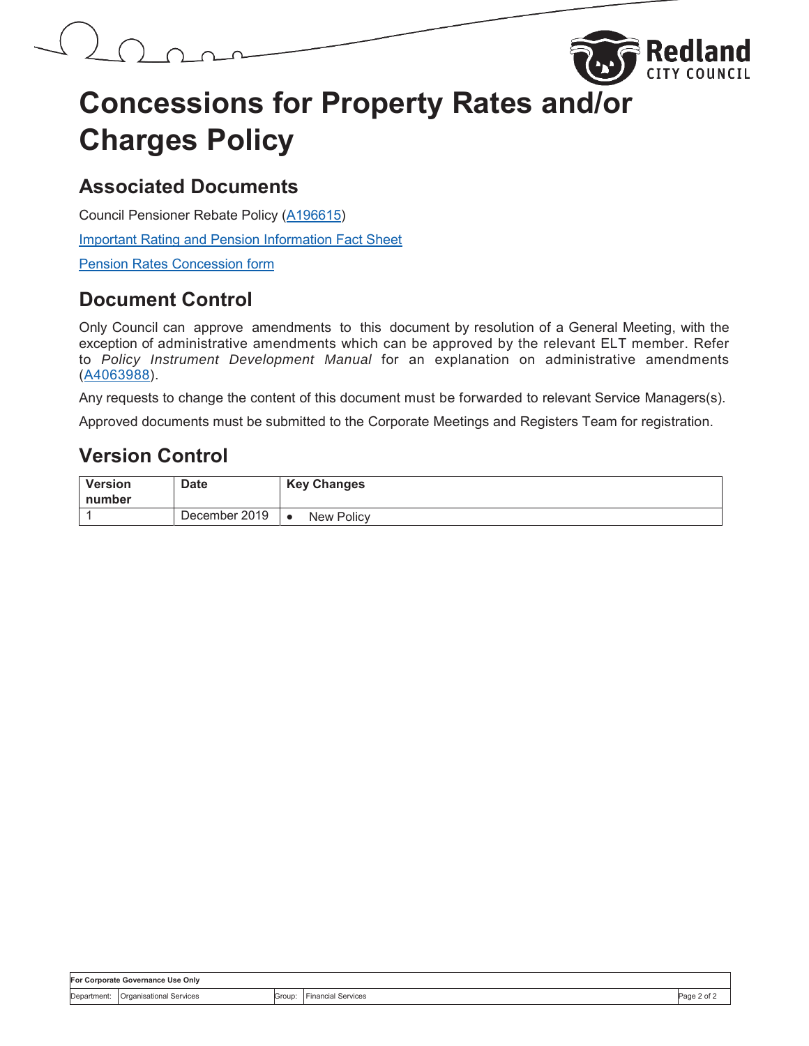# Concessions for Property Rates and/or Charges Policy

## Associated Documents

Council Pensioner Rebate Policy (A196615)

Important Rating and Pension Information Fact Sheet

Pension Rates Concession form

## Document Control

Only Council can approve amendments to this document by resolution of a General Meeting, with the exception of administrative amendments which can be approved by the relevant ELT member. Refer to *Policy Instrument Development Manual* for an explanation on administrative amendments (A4063988).

Any requests to change the content of this document must be forwarded to relevant Service Managers(s).

Approved documents must be submitted to the Corporate Meetings and Registers Team for registration.

## Version Control

| Version number | Date | Key Changes |
|---|---|---|
| 1 | December 2019 | • New Policy |

| For Corporate Governance Use Only | | | | |
|---|---|---|---|---|
| Department: | Organisational Services | Group: | Financial Services | |